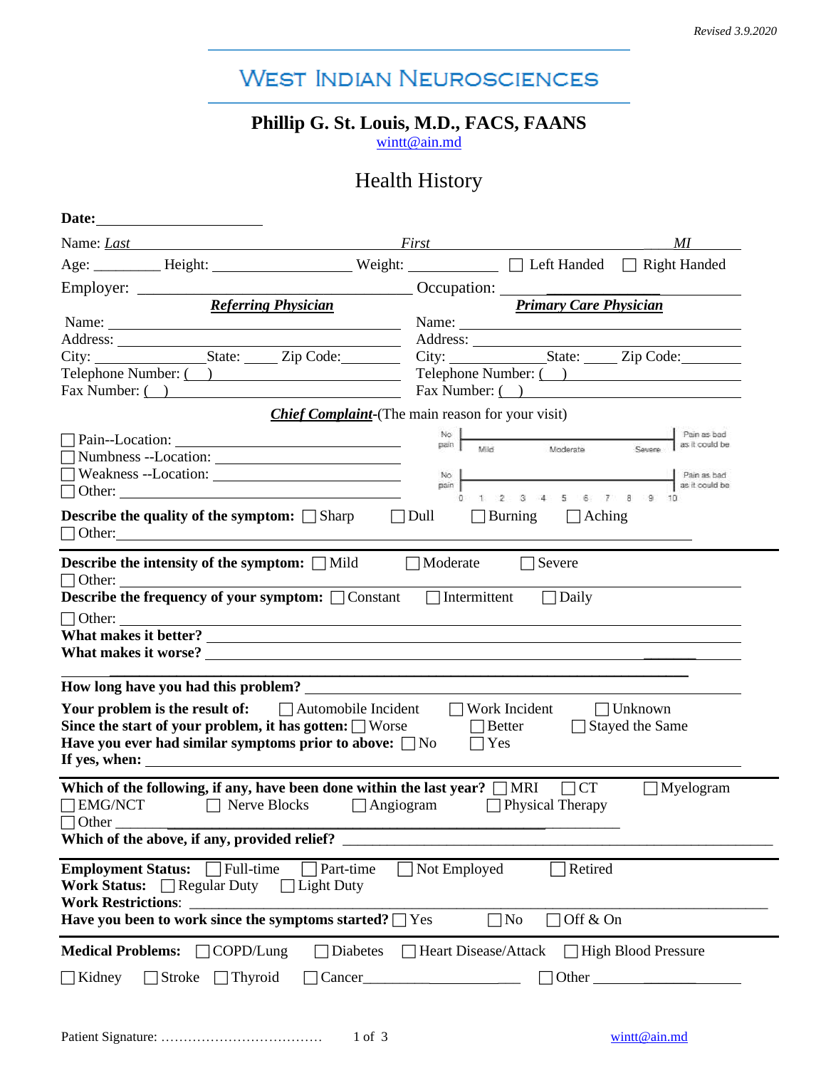Revised 3.9.2020

# West Indian Neurosciences

**Phillip G. St. Louis, M.D., FACS, FAANS**
wintt@ain.md

## Health History

**Date:** ______________________

Name: *Last* ______________________ *First* ______________________ *MI* ______

Age: ________ Height: ________________ Weight: ____________ ☐ Left Handed ☐ Right Handed

Employer: ______________________________ Occupation: ______________________

| ***Referring Physician*** | ***Primary Care Physician*** |
|---|---|
| Name: | Name: |
| Address: | Address: |
| City: ____________ State: ____ Zip Code: ________ | City: ____________ State: ____ Zip Code: ________ |
| Telephone Number: ( ) | Telephone Number: ( ) |
| Fax Number: ( ) | Fax Number: ( ) |

***Chief Complaint***-(The main reason for your visit)

☐ Pain--Location: ______________________
☐ Numbness --Location: ______________________
☐ Weakness --Location: ______________________
☐ Other: ______________________

No pain | Mild — Moderate — Severe | Pain as bad as it could be

No pain | 0 1 2 3 4 5 6 7 8 9 10 | Pain as bad as it could be

**Describe the quality of the symptom:** ☐ Sharp ☐ Dull ☐ Burning ☐ Aching
☐ Other: ______________________

**Describe the intensity of the symptom:** ☐ Mild ☐ Moderate ☐ Severe
☐ Other: ______________________

**Describe the frequency of your symptom:** ☐ Constant ☐ Intermittent ☐ Daily
☐ Other: ______________________

**What makes it better?** ______________________

**What makes it worse?** ______________________

**How long have you had this problem?** ______________________

**Your problem is the result of:** ☐ Automobile Incident ☐ Work Incident ☐ Unknown

**Since the start of your problem, it has gotten:** ☐ Worse ☐ Better ☐ Stayed the Same

**Have you ever had similar symptoms prior to above:** ☐ No ☐ Yes

**If yes, when:** ______________________

**Which of the following, if any, have been done within the last year?** ☐ MRI ☐ CT ☐ Myelogram
☐ EMG/NCT ☐ Nerve Blocks ☐ Angiogram ☐ Physical Therapy
☐ Other ______________________

**Which of the above, if any, provided relief?** ______________________

**Employment Status:** ☐ Full-time ☐ Part-time ☐ Not Employed ☐ Retired

**Work Status:** ☐ Regular Duty ☐ Light Duty

**Work Restrictions**: ______________________

**Have you been to work since the symptoms started?** ☐ Yes ☐ No ☐ Off & On

**Medical Problems:** ☐ COPD/Lung ☐ Diabetes ☐ Heart Disease/Attack ☐ High Blood Pressure

☐ Kidney ☐ Stroke ☐ Thyroid ☐ Cancer______________ ☐ Other ______________

Patient Signature: ………………………………

wintt@ain.md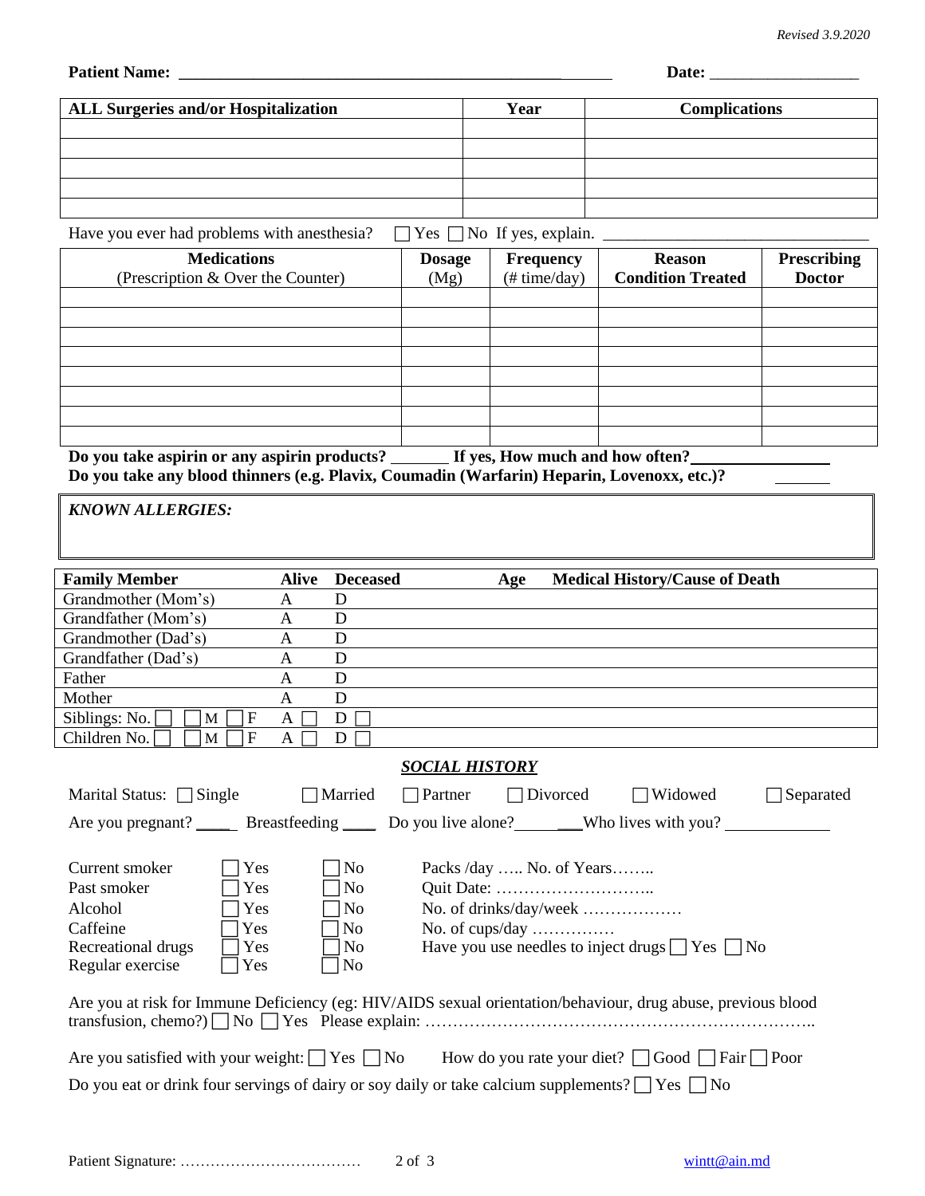*Revised 3.9.2020*

**Patient Name:** ______________________________ **Date:** __________________

| ALL Surgeries and/or Hospitalization | Year | Complications |
|---|---|---|
| | | |
| | | |
| | | |
| | | |
| | | |

Have you ever had problems with anesthesia? ☐ Yes ☐ No If yes, explain. ________________________________

| Medications (Prescription & Over the Counter) | Dosage (Mg) | Frequency (# time/day) | Reason Condition Treated | Prescribing Doctor |
|---|---|---|---|---|
| | | | | |
| | | | | |
| | | | | |
| | | | | |
| | | | | |
| | | | | |
| | | | | |
| | | | | |

**Do you take aspirin or any aspirin products?** _______ **If yes, How much and how often?** ________________

**Do you take any blood thinners (e.g. Plavix, Coumadin (Warfarin) Heparin, Lovenoxx, etc.)?** ________

***KNOWN ALLERGIES:***

| Family Member | Alive | Deceased | Age | Medical History/Cause of Death |
|---|---|---|---|---|
| Grandmother (Mom's) | A | D | | |
| Grandfather (Mom's) | A | D | | |
| Grandmother (Dad's) | A | D | | |
| Grandfather (Dad's) | A | D | | |
| Father | A | D | | |
| Mother | A | D | | |
| Siblings: No. ☐ ☐ M ☐ F | A ☐ | D ☐ | | |
| Children No. ☐ ☐ M ☐ F | A ☐ | D ☐ | | |

## ***SOCIAL HISTORY***

Marital Status: ☐ Single ☐ Married ☐ Partner ☐ Divorced ☐ Widowed ☐ Separated

Are you pregnant? _____ Breastfeeding ____ Do you live alone?__________Who lives with you? ____________

| | | | |
|---|---|---|---|
| Current smoker | ☐ Yes | ☐ No | Packs /day ….. No. of Years…….. |
| Past smoker | ☐ Yes | ☐ No | Quit Date: ……………………….. |
| Alcohol | ☐ Yes | ☐ No | No. of drinks/day/week ……………… |
| Caffeine | ☐ Yes | ☐ No | No. of cups/day …………… |
| Recreational drugs | ☐ Yes | ☐ No | Have you use needles to inject drugs ☐ Yes ☐ No |
| Regular exercise | ☐ Yes | ☐ No | |

Are you at risk for Immune Deficiency (eg: HIV/AIDS sexual orientation/behaviour, drug abuse, previous blood transfusion, chemo?) ☐ No ☐ Yes Please explain: ……………………………………………………………..

Are you satisfied with your weight: ☐ Yes ☐ No How do you rate your diet? ☐ Good ☐ Fair ☐ Poor

Do you eat or drink four servings of dairy or soy daily or take calcium supplements? ☐ Yes ☐ No

Patient Signature: ………………………………

wintt@ain.md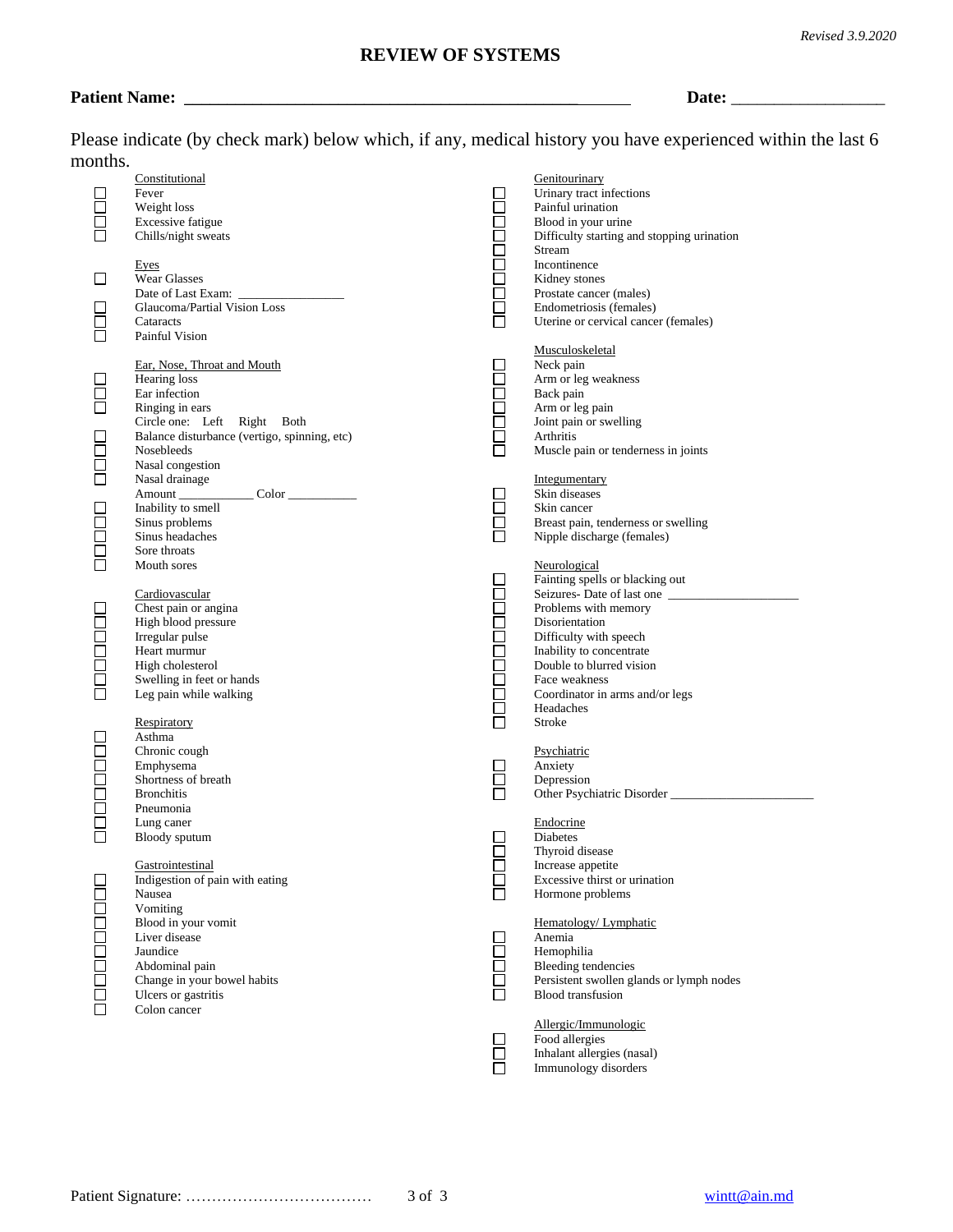*Revised 3.9.2020*

# REVIEW OF SYSTEMS

**Patient Name:** ______________________________________________ **Date:** __________________

Please indicate (by check mark) below which, if any, medical history you have experienced within the last 6 months.

Constitutional

- ☐ Fever
- ☐ Weight loss
- ☐ Excessive fatigue
- ☐ Chills/night sweats

Eyes

- ☐ Wear Glasses
- Date of Last Exam: ______________
- ☐ Glaucoma/Partial Vision Loss
- ☐ Cataracts
- ☐ Painful Vision

Ear, Nose, Throat and Mouth

- ☐ Hearing loss
- ☐ Ear infection
- ☐ Ringing in ears
- Circle one: Left Right Both
- ☐ Balance disturbance (vertigo, spinning, etc)
- ☐ Nosebleeds
- ☐ Nasal congestion
- ☐ Nasal drainage
- Amount __________ Color __________
- ☐ Inability to smell
- ☐ Sinus problems
- ☐ Sinus headaches
- ☐ Sore throats
- ☐ Mouth sores

Cardiovascular

- ☐ Chest pain or angina
- ☐ High blood pressure
- ☐ Irregular pulse
- ☐ Heart murmur
- ☐ High cholesterol
- ☐ Swelling in feet or hands
- ☐ Leg pain while walking

Respiratory

- ☐ Asthma
- ☐ Chronic cough
- ☐ Emphysema
- ☐ Shortness of breath
- ☐ Bronchitis
- ☐ Pneumonia
- ☐ Lung caner
- ☐ Bloody sputum

Gastrointestinal

- ☐ Indigestion of pain with eating
- ☐ Nausea
- ☐ Vomiting
- ☐ Blood in your vomit
- ☐ Liver disease
- ☐ Jaundice
- ☐ Abdominal pain
- ☐ Change in your bowel habits
- ☐ Ulcers or gastritis
- ☐ Colon cancer

Genitourinary

- ☐ Urinary tract infections
- ☐ Painful urination
- ☐ Blood in your urine
- ☐ Difficulty starting and stopping urination
- ☐ Stream
- ☐ Incontinence
- ☐ Kidney stones
- ☐ Prostate cancer (males)
- ☐ Endometriosis (females)
- ☐ Uterine or cervical cancer (females)

Musculoskeletal

- ☐ Neck pain
- ☐ Arm or leg weakness
- ☐ Back pain
- ☐ Arm or leg pain
- ☐ Joint pain or swelling
- ☐ Arthritis
- ☐ Muscle pain or tenderness in joints

Integumentary

- ☐ Skin diseases
- ☐ Skin cancer
- ☐ Breast pain, tenderness or swelling
- ☐ Nipple discharge (females)

Neurological

- ☐ Fainting spells or blacking out
- ☐ Seizures- Date of last one ________________
- ☐ Problems with memory
- ☐ Disorientation
- ☐ Difficulty with speech
- ☐ Inability to concentrate
- ☐ Double to blurred vision
- ☐ Face weakness
- ☐ Coordinator in arms and/or legs
- ☐ Headaches
- ☐ Stroke

Psychiatric

- ☐ Anxiety
- ☐ Depression
- ☐ Other Psychiatric Disorder __________________

Endocrine

- ☐ Diabetes
- ☐ Thyroid disease
- ☐ Increase appetite
- ☐ Excessive thirst or urination
- ☐ Hormone problems

Hematology/ Lymphatic

- ☐ Anemia
- ☐ Hemophilia
- ☐ Bleeding tendencies
- ☐ Persistent swollen glands or lymph nodes
- ☐ Blood transfusion

Allergic/Immunologic

- ☐ Food allergies
- ☐ Inhalant allergies (nasal)
- ☐ Immunology disorders

Patient Signature: ………………………………

wintt@ain.md